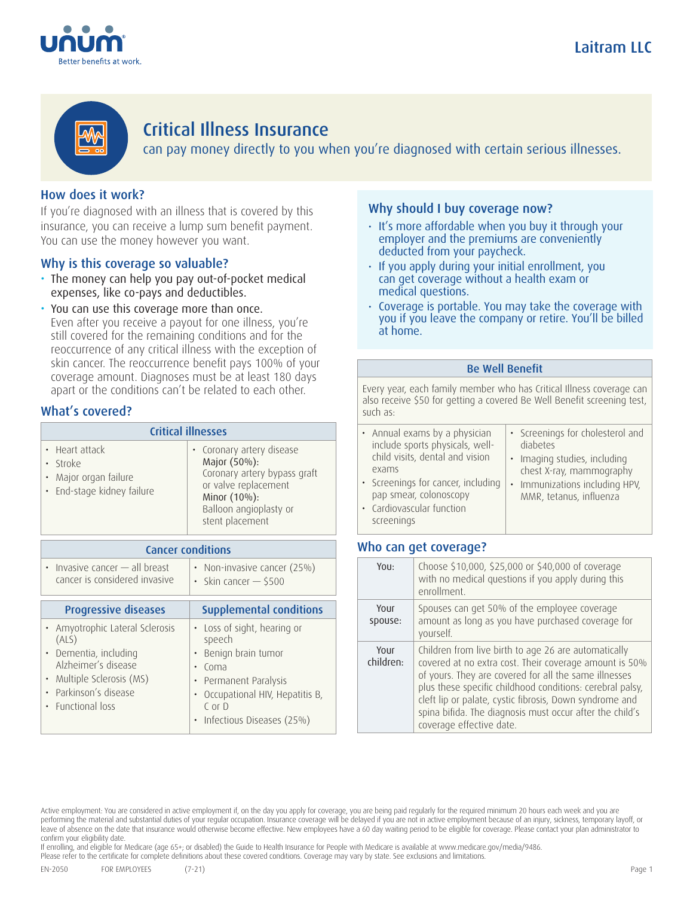Laitram LLC

# Critical Illness Insurance

can pay money directly to you when you're diagnosed with certain serious illnesses.

## How does it work?

If you're diagnosed with an illness that is covered by this insurance, you can receive a lump sum benefit payment. You can use the money however you want.

## Why is this coverage so valuable?

- The money can help you pay out-of-pocket medical expenses, like co-pays and deductibles.
- You can use this coverage more than once. Even after you receive a payout for one illness, you're still covered for the remaining conditions and for the reoccurrence of any critical illness with the exception of skin cancer. The reoccurrence benefit pays 100% of your coverage amount. Diagnoses must be at least 180 days apart or the conditions can't be related to each other.

## What's covered?

| Critical illnesses | |
|---|---|
| • Heart attack<br>• Stroke<br>• Major organ failure<br>• End-stage kidney failure | • Coronary artery disease<br>Major (50%):<br>Coronary artery bypass graft or valve replacement<br>Minor (10%):<br>Balloon angioplasty or stent placement |

| Cancer conditions | |
|---|---|
| • Invasive cancer — all breast cancer is considered invasive | • Non-invasive cancer (25%)<br>• Skin cancer — $500 |

| Progressive diseases | Supplemental conditions |
|---|---|
| • Amyotrophic Lateral Sclerosis (ALS)<br>• Dementia, including Alzheimer's disease<br>• Multiple Sclerosis (MS)<br>• Parkinson's disease<br>• Functional loss | • Loss of sight, hearing or speech<br>• Benign brain tumor<br>• Coma<br>• Permanent Paralysis<br>• Occupational HIV, Hepatitis B, C or D<br>• Infectious Diseases (25%) |

## Why should I buy coverage now?

- It's more affordable when you buy it through your employer and the premiums are conveniently deducted from your paycheck.
- If you apply during your initial enrollment, you can get coverage without a health exam or medical questions.
- Coverage is portable. You may take the coverage with you if you leave the company or retire. You'll be billed at home.

| Be Well Benefit | |
|---|---|
| Every year, each family member who has Critical Illness coverage can also receive $50 for getting a covered Be Well Benefit screening test, such as: | |
| • Annual exams by a physician include sports physicals, well-child visits, dental and vision exams<br>• Screenings for cancer, including pap smear, colonoscopy<br>• Cardiovascular function screenings | • Screenings for cholesterol and diabetes<br>• Imaging studies, including chest X-ray, mammography<br>• Immunizations including HPV, MMR, tetanus, influenza |

## Who can get coverage?

| | |
|---|---|
| You: | Choose $10,000, $25,000 or $40,000 of coverage with no medical questions if you apply during this enrollment. |
| Your spouse: | Spouses can get 50% of the employee coverage amount as long as you have purchased coverage for yourself. |
| Your children: | Children from live birth to age 26 are automatically covered at no extra cost. Their coverage amount is 50% of yours. They are covered for all the same illnesses plus these specific childhood conditions: cerebral palsy, cleft lip or palate, cystic fibrosis, Down syndrome and spina bifida. The diagnosis must occur after the child's coverage effective date. |

Active employment: You are considered in active employment if, on the day you apply for coverage, you are being paid regularly for the required minimum 20 hours each week and you are performing the material and substantial duties of your regular occupation. Insurance coverage will be delayed if you are not in active employment because of an injury, sickness, temporary layoff, or leave of absence on the date that insurance would otherwise become effective. New employees have a 60 day waiting period to be eligible for coverage. Please contact your plan administrator to confirm your eligibility date.
If enrolling, and eligible for Medicare (age 65+; or disabled) the Guide to Health Insurance for People with Medicare is available at www.medicare.gov/media/9486.
Please refer to the certificate for complete definitions about these covered conditions. Coverage may vary by state. See exclusions and limitations.

EN-2050 FOR EMPLOYEES (7-21)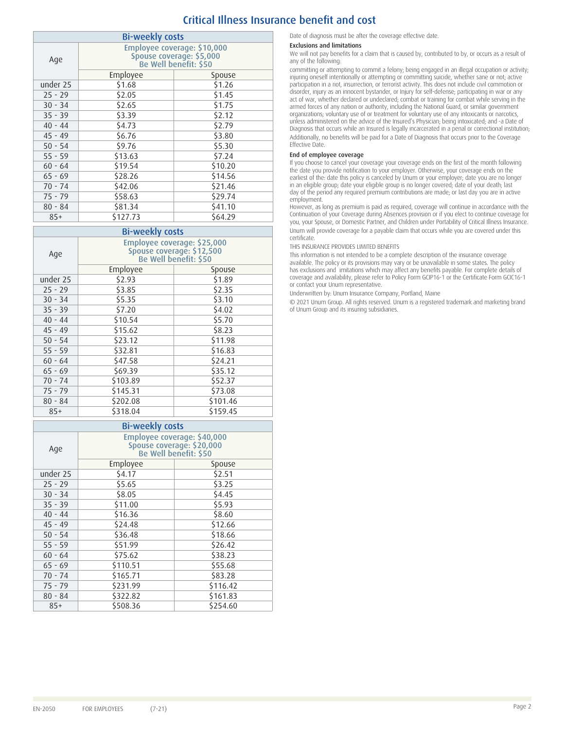# Critical Illness Insurance benefit and cost

| Bi-weekly costs | | |
|---|---|---|
| Age | Employee coverage: $10,000<br>Spouse coverage: $5,000<br>Be Well benefit: $50 | |
| | Employee | Spouse |
| under 25 | $1.68 | $1.26 |
| 25 - 29 | $2.05 | $1.45 |
| 30 - 34 | $2.65 | $1.75 |
| 35 - 39 | $3.39 | $2.12 |
| 40 - 44 | $4.73 | $2.79 |
| 45 - 49 | $6.76 | $3.80 |
| 50 - 54 | $9.76 | $5.30 |
| 55 - 59 | $13.63 | $7.24 |
| 60 - 64 | $19.54 | $10.20 |
| 65 - 69 | $28.26 | $14.56 |
| 70 - 74 | $42.06 | $21.46 |
| 75 - 79 | $58.63 | $29.74 |
| 80 - 84 | $81.34 | $41.10 |
| 85+ | $127.73 | $64.29 |

| Bi-weekly costs | | |
|---|---|---|
| Age | Employee coverage: $25,000<br>Spouse coverage: $12,500<br>Be Well benefit: $50 | |
| | Employee | Spouse |
| under 25 | $2.93 | $1.89 |
| 25 - 29 | $3.85 | $2.35 |
| 30 - 34 | $5.35 | $3.10 |
| 35 - 39 | $7.20 | $4.02 |
| 40 - 44 | $10.54 | $5.70 |
| 45 - 49 | $15.62 | $8.23 |
| 50 - 54 | $23.12 | $11.98 |
| 55 - 59 | $32.81 | $16.83 |
| 60 - 64 | $47.58 | $24.21 |
| 65 - 69 | $69.39 | $35.12 |
| 70 - 74 | $103.89 | $52.37 |
| 75 - 79 | $145.31 | $73.08 |
| 80 - 84 | $202.08 | $101.46 |
| 85+ | $318.04 | $159.45 |

| Bi-weekly costs | | |
|---|---|---|
| Age | Employee coverage: $40,000<br>Spouse coverage: $20,000<br>Be Well benefit: $50 | |
| | Employee | Spouse |
| under 25 | $4.17 | $2.51 |
| 25 - 29 | $5.65 | $3.25 |
| 30 - 34 | $8.05 | $4.45 |
| 35 - 39 | $11.00 | $5.93 |
| 40 - 44 | $16.36 | $8.60 |
| 45 - 49 | $24.48 | $12.66 |
| 50 - 54 | $36.48 | $18.66 |
| 55 - 59 | $51.99 | $26.42 |
| 60 - 64 | $75.62 | $38.23 |
| 65 - 69 | $110.51 | $55.68 |
| 70 - 74 | $165.71 | $83.28 |
| 75 - 79 | $231.99 | $116.42 |
| 80 - 84 | $322.82 | $161.83 |
| 85+ | $508.36 | $254.60 |

Date of diagnosis must be after the coverage effective date.

**Exclusions and limitations**

We will not pay benefits for a claim that is caused by, contributed to by, or occurs as a result of any of the following:

committing or attempting to commit a felony; being engaged in an illegal occupation or activity; injuring oneself intentionally or attempting or committing suicide, whether sane or not; active participation in a riot, insurrection, or terrorist activity. This does not include civil commotion or disorder, injury as an innocent bystander, or Injury for self-defense; participating in war or any act of war, whether declared or undeclared; combat or training for combat while serving in the armed forces of any nation or authority, including the National Guard, or similar government organizations; voluntary use of or treatment for voluntary use of any intoxicants or narcotics, unless administered on the advice of the Insured's Physician; being intoxicated; and -a Date of Diagnosis that occurs while an Insured is legally incarcerated in a penal or correctional institution;

Additionally, no benefits will be paid for a Date of Diagnosis that occurs prior to the Coverage Effective Date.

**End of employee coverage**

If you choose to cancel your coverage your coverage ends on the first of the month following the date you provide notification to your employer. Otherwise, your coverage ends on the earliest of the: date this policy is canceled by Unum or your employer; date you are no longer in an eligible group; date your eligible group is no longer covered; date of your death; last day of the period any required premium contributions are made; or last day you are in active employment.

However, as long as premium is paid as required, coverage will continue in accordance with the Continuation of your Coverage during Absences provision or if you elect to continue coverage for you, your Spouse, or Domestic Partner, and Children under Portability of Critical Illness Insurance.

Unum will provide coverage for a payable claim that occurs while you are covered under this certificate.

THIS INSURANCE PROVIDES LIMITED BENEFITS

This information is not intended to be a complete description of the insurance coverage available. The policy or its provisions may vary or be unavailable in some states. The policy has exclusions and imitations which may affect any benefits payable. For complete details of coverage and availability, please refer to Policy Form GCIP16-1 or the Certificate Form GCIC16-1 or contact your Unum representative.

Underwritten by: Unum Insurance Company, Portland, Maine

© 2021 Unum Group. All rights reserved. Unum is a registered trademark and marketing brand of Unum Group and its insuring subsidiaries.

EN-2050 FOR EMPLOYEES (7-21)